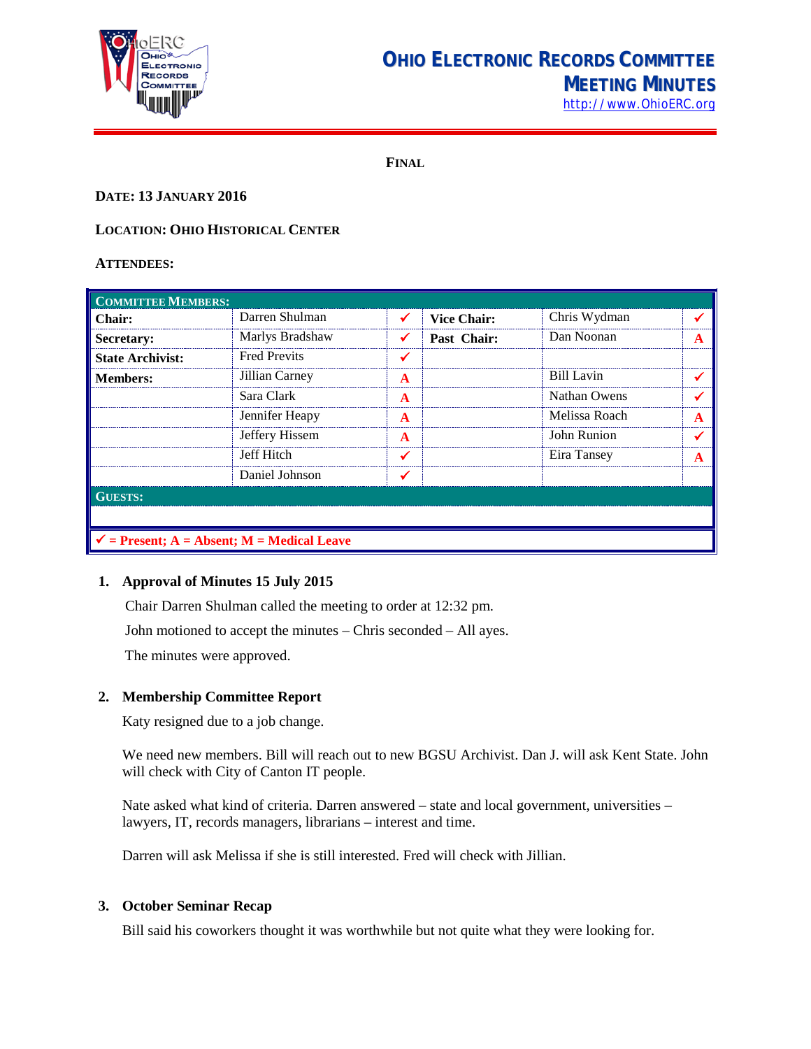# OHIO ELECTRONIC RECORDS COMMITTEE MEETING MINUTES

http://www.OhioERC.org

**FINAL**

**DATE: 13 JANUARY 2016**

**LOCATION: OHIO HISTORICAL CENTER**

**ATTENDEES:**

| COMMITTEE MEMBERS: | | | | | |
|---|---|---|---|---|---|
| **Chair:** | Darren Shulman | ✓ | **Vice Chair:** | Chris Wydman | ✓ |
| **Secretary:** | Marlys Bradshaw | ✓ | **Past Chair:** | Dan Noonan | A |
| **State Archivist:** | Fred Previts | ✓ | | | |
| **Members:** | Jillian Carney | A | | Bill Lavin | ✓ |
| | Sara Clark | A | | Nathan Owens | ✓ |
| | Jennifer Heapy | A | | Melissa Roach | A |
| | Jeffery Hissem | A | | John Runion | ✓ |
| | Jeff Hitch | ✓ | | Eira Tansey | A |
| | Daniel Johnson | ✓ | | | |
| **GUESTS:** | | | | | |
| | | | | | |

✓ = Present; A = Absent; M = Medical Leave

## 1. Approval of Minutes 15 July 2015

Chair Darren Shulman called the meeting to order at 12:32 pm.

John motioned to accept the minutes – Chris seconded – All ayes.

The minutes were approved.

## 2. Membership Committee Report

Katy resigned due to a job change.

We need new members. Bill will reach out to new BGSU Archivist. Dan J. will ask Kent State. John will check with City of Canton IT people.

Nate asked what kind of criteria. Darren answered – state and local government, universities – lawyers, IT, records managers, librarians – interest and time.

Darren will ask Melissa if she is still interested. Fred will check with Jillian.

## 3. October Seminar Recap

Bill said his coworkers thought it was worthwhile but not quite what they were looking for.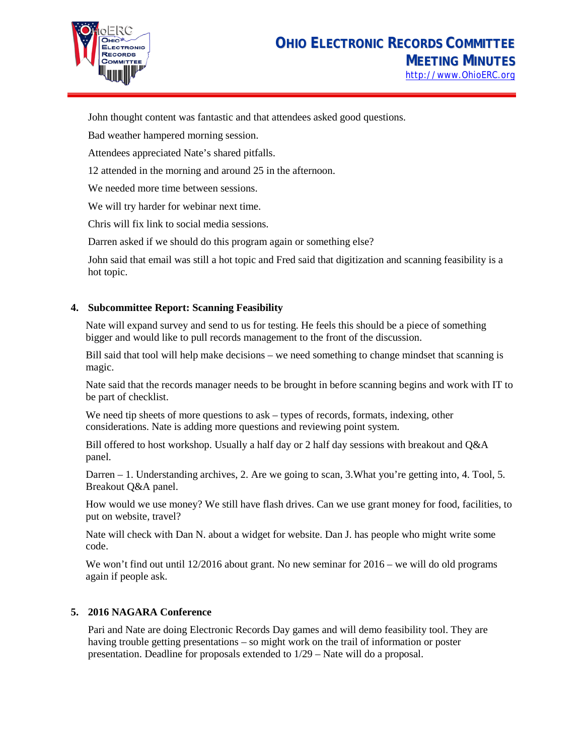John thought content was fantastic and that attendees asked good questions.

Bad weather hampered morning session.

Attendees appreciated Nate's shared pitfalls.

12 attended in the morning and around 25 in the afternoon.

We needed more time between sessions.

We will try harder for webinar next time.

Chris will fix link to social media sessions.

Darren asked if we should do this program again or something else?

John said that email was still a hot topic and Fred said that digitization and scanning feasibility is a hot topic.

**4. Subcommittee Report: Scanning Feasibility**

Nate will expand survey and send to us for testing. He feels this should be a piece of something bigger and would like to pull records management to the front of the discussion.

Bill said that tool will help make decisions – we need something to change mindset that scanning is magic.

Nate said that the records manager needs to be brought in before scanning begins and work with IT to be part of checklist.

We need tip sheets of more questions to ask – types of records, formats, indexing, other considerations. Nate is adding more questions and reviewing point system.

Bill offered to host workshop. Usually a half day or 2 half day sessions with breakout and Q&A panel.

Darren – 1. Understanding archives, 2. Are we going to scan, 3.What you're getting into, 4. Tool, 5. Breakout Q&A panel.

How would we use money? We still have flash drives. Can we use grant money for food, facilities, to put on website, travel?

Nate will check with Dan N. about a widget for website. Dan J. has people who might write some code.

We won't find out until 12/2016 about grant. No new seminar for 2016 – we will do old programs again if people ask.

**5. 2016 NAGARA Conference**

Pari and Nate are doing Electronic Records Day games and will demo feasibility tool. They are having trouble getting presentations – so might work on the trail of information or poster presentation. Deadline for proposals extended to 1/29 – Nate will do a proposal.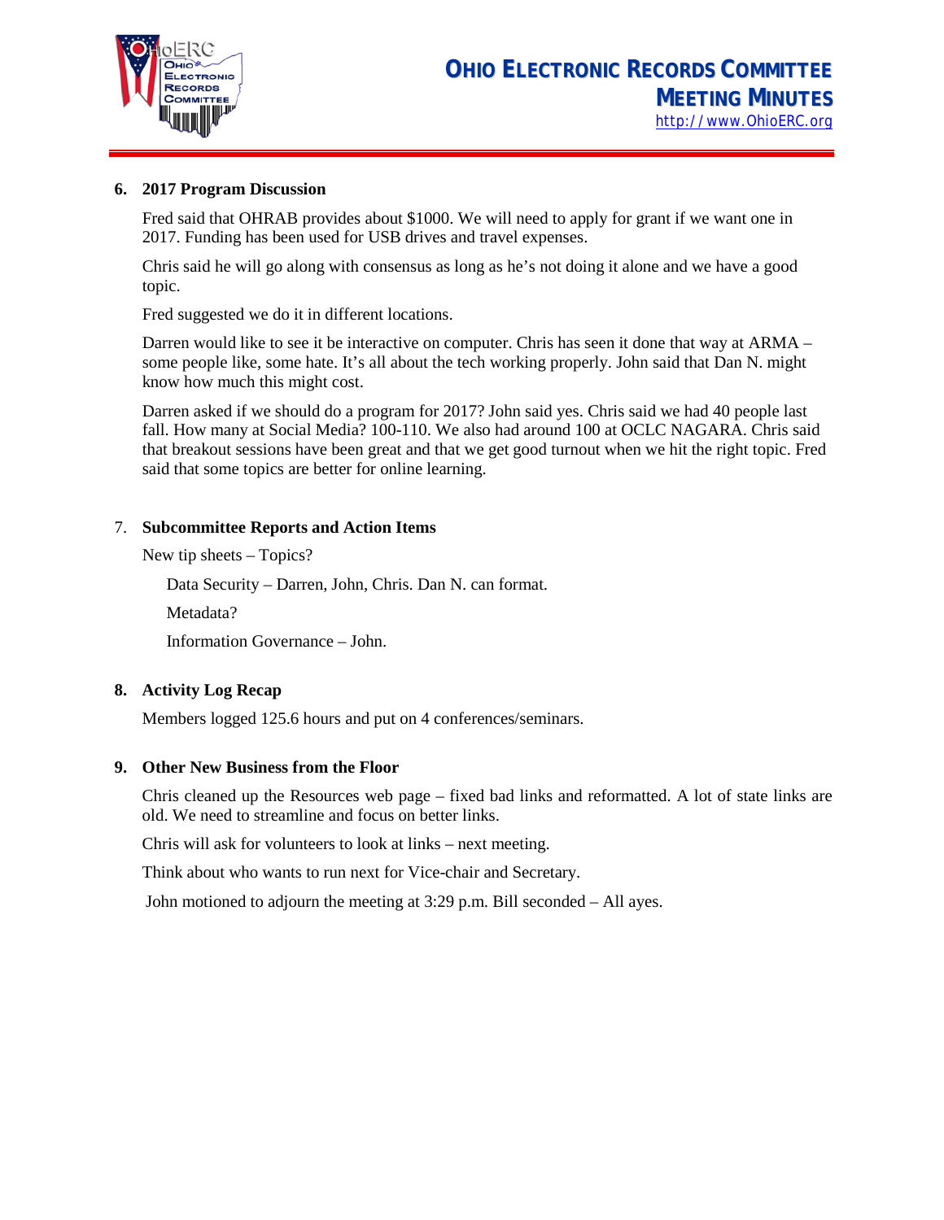**6. 2017 Program Discussion**

Fred said that OHRAB provides about $1000. We will need to apply for grant if we want one in 2017. Funding has been used for USB drives and travel expenses.

Chris said he will go along with consensus as long as he's not doing it alone and we have a good topic.

Fred suggested we do it in different locations.

Darren would like to see it be interactive on computer. Chris has seen it done that way at ARMA – some people like, some hate. It's all about the tech working properly. John said that Dan N. might know how much this might cost.

Darren asked if we should do a program for 2017? John said yes. Chris said we had 40 people last fall. How many at Social Media? 100-110. We also had around 100 at OCLC NAGARA. Chris said that breakout sessions have been great and that we get good turnout when we hit the right topic. Fred said that some topics are better for online learning.

7. **Subcommittee Reports and Action Items**

New tip sheets – Topics?

Data Security – Darren, John, Chris. Dan N. can format.

Metadata?

Information Governance – John.

**8. Activity Log Recap**

Members logged 125.6 hours and put on 4 conferences/seminars.

**9. Other New Business from the Floor**

Chris cleaned up the Resources web page – fixed bad links and reformatted. A lot of state links are old. We need to streamline and focus on better links.

Chris will ask for volunteers to look at links – next meeting.

Think about who wants to run next for Vice-chair and Secretary.

John motioned to adjourn the meeting at 3:29 p.m. Bill seconded – All ayes.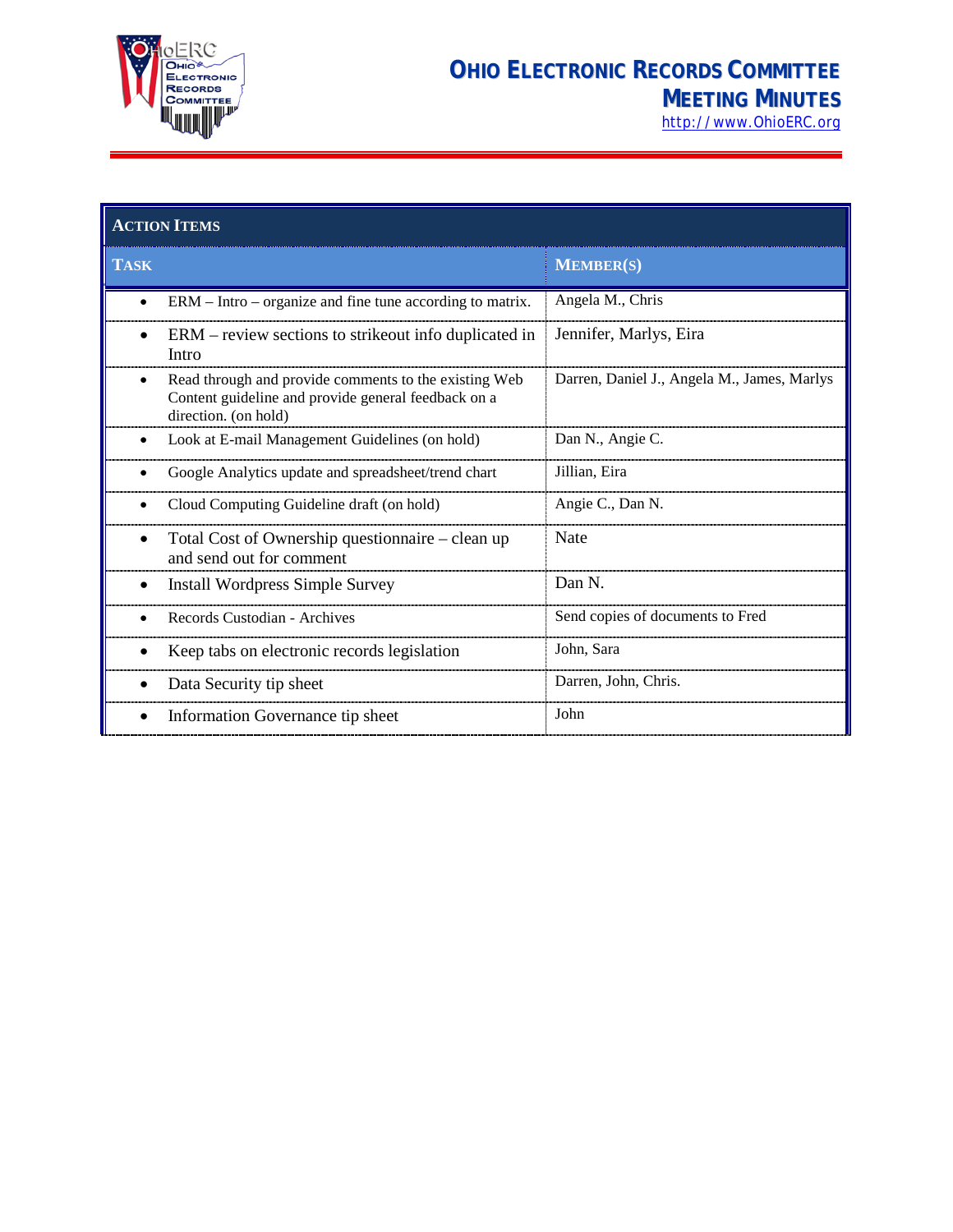| Action Items | |
|---|---|
| **Task** | **Member(s)** |
| • ERM – Intro – organize and fine tune according to matrix. | Angela M., Chris |
| • ERM – review sections to strikeout info duplicated in Intro | Jennifer, Marlys, Eira |
| • Read through and provide comments to the existing Web Content guideline and provide general feedback on a direction. (on hold) | Darren, Daniel J., Angela M., James, Marlys |
| • Look at E-mail Management Guidelines (on hold) | Dan N., Angie C. |
| • Google Analytics update and spreadsheet/trend chart | Jillian, Eira |
| • Cloud Computing Guideline draft (on hold) | Angie C., Dan N. |
| • Total Cost of Ownership questionnaire – clean up and send out for comment | Nate |
| • Install Wordpress Simple Survey | Dan N. |
| • Records Custodian - Archives | Send copies of documents to Fred |
| • Keep tabs on electronic records legislation | John, Sara |
| • Data Security tip sheet | Darren, John, Chris. |
| • Information Governance tip sheet | John |